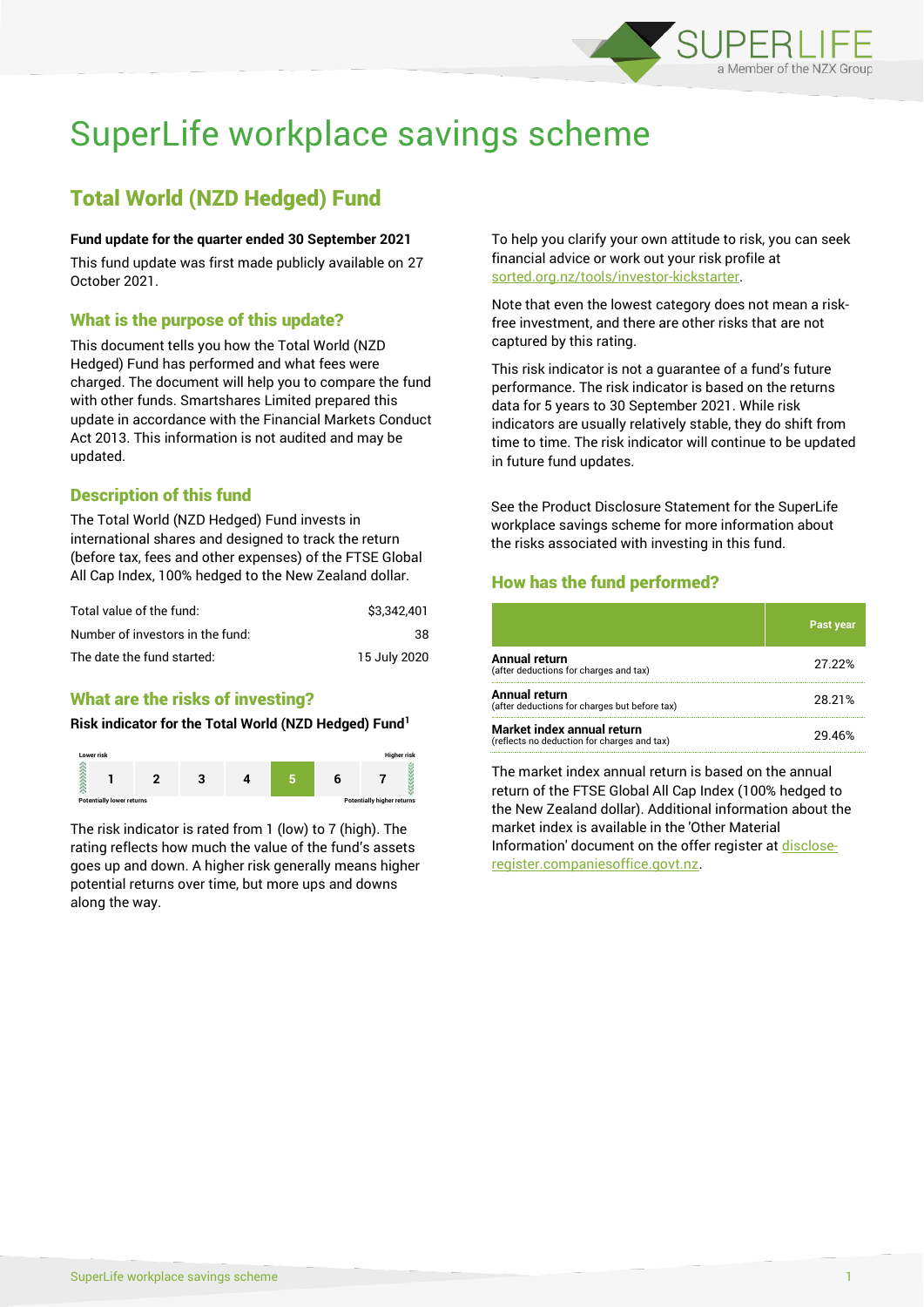# SuperLife workplace savings scheme

## Total World (NZD Hedged) Fund

**Fund update for the quarter ended 30 September 2021**

This fund update was first made publicly available on 27 October 2021.

### What is the purpose of this update?

This document tells you how the Total World (NZD Hedged) Fund has performed and what fees were charged. The document will help you to compare the fund with other funds. Smartshares Limited prepared this update in accordance with the Financial Markets Conduct Act 2013. This information is not audited and may be updated.

### Description of this fund

The Total World (NZD Hedged) Fund invests in international shares and designed to track the return (before tax, fees and other expenses) of the FTSE Global All Cap Index, 100% hedged to the New Zealand dollar.

| | |
|---|---|
| Total value of the fund: | $3,342,401 |
| Number of investors in the fund: | 38 |
| The date the fund started: | 15 July 2020 |

### What are the risks of investing?

**Risk indicator for the Total World (NZD Hedged) Fund[1]**

| Lower risk | | | | | | Higher risk |
|---|---|---|---|---|---|---|
| 1 | 2 | 3 | 4 | **5** | 6 | 7 |
| Potentially lower returns | | | | | | Potentially higher returns |

The risk indicator is rated from 1 (low) to 7 (high). The rating reflects how much the value of the fund's assets goes up and down. A higher risk generally means higher potential returns over time, but more ups and downs along the way.

To help you clarify your own attitude to risk, you can seek financial advice or work out your risk profile at sorted.org.nz/tools/investor-kickstarter.

Note that even the lowest category does not mean a risk-free investment, and there are other risks that are not captured by this rating.

This risk indicator is not a guarantee of a fund's future performance. The risk indicator is based on the returns data for 5 years to 30 September 2021. While risk indicators are usually relatively stable, they do shift from time to time. The risk indicator will continue to be updated in future fund updates.

See the Product Disclosure Statement for the SuperLife workplace savings scheme for more information about the risks associated with investing in this fund.

### How has the fund performed?

| | Past year |
|---|---|
| **Annual return** (after deductions for charges and tax) | 27.22% |
| **Annual return** (after deductions for charges but before tax) | 28.21% |
| **Market index annual return** (reflects no deduction for charges and tax) | 29.46% |

The market index annual return is based on the annual return of the FTSE Global All Cap Index (100% hedged to the New Zealand dollar). Additional information about the market index is available in the 'Other Material Information' document on the offer register at disclose-register.companiesoffice.govt.nz.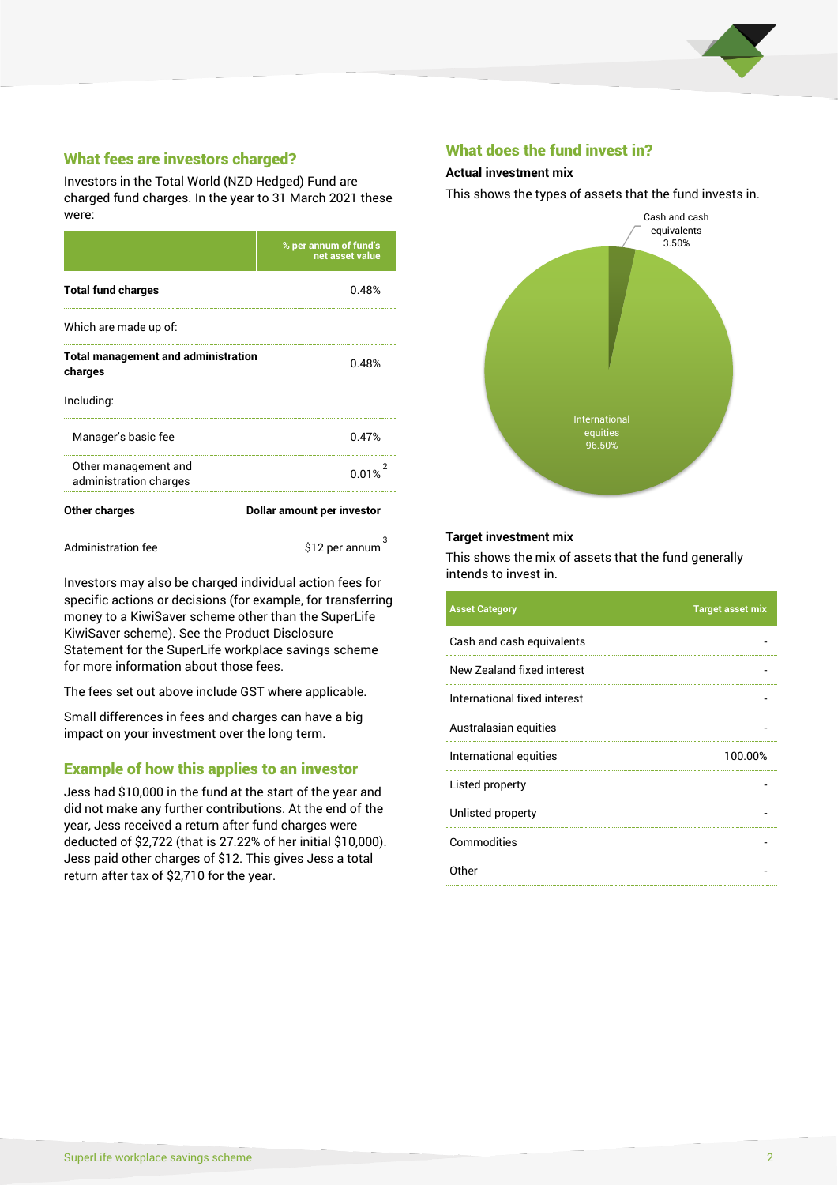## What fees are investors charged?

Investors in the Total World (NZD Hedged) Fund are charged fund charges. In the year to 31 March 2021 these were:

| | % per annum of fund's net asset value |
|---|---|
| **Total fund charges** | 0.48% |
| Which are made up of: | |
| **Total management and administration charges** | 0.48% |
| Including: | |
| Manager's basic fee | 0.47% |
| Other management and administration charges | 0.01% [2] |
| **Other charges** | **Dollar amount per investor** |
| Administration fee | $12 per annum [3] |

Investors may also be charged individual action fees for specific actions or decisions (for example, for transferring money to a KiwiSaver scheme other than the SuperLife KiwiSaver scheme). See the Product Disclosure Statement for the SuperLife workplace savings scheme for more information about those fees.

The fees set out above include GST where applicable.

Small differences in fees and charges can have a big impact on your investment over the long term.

## Example of how this applies to an investor

Jess had $10,000 in the fund at the start of the year and did not make any further contributions. At the end of the year, Jess received a return after fund charges were deducted of $2,722 (that is 27.22% of her initial $10,000). Jess paid other charges of $12. This gives Jess a total return after tax of $2,710 for the year.

## What does the fund invest in?

### Actual investment mix

This shows the types of assets that the fund invests in.

Cash and cash equivalents 3.50%

International equities 96.50%

### Target investment mix

This shows the mix of assets that the fund generally intends to invest in.

| Asset Category | Target asset mix |
|---|---|
| Cash and cash equivalents | - |
| New Zealand fixed interest | - |
| International fixed interest | - |
| Australasian equities | - |
| International equities | 100.00% |
| Listed property | - |
| Unlisted property | - |
| Commodities | - |
| Other | - |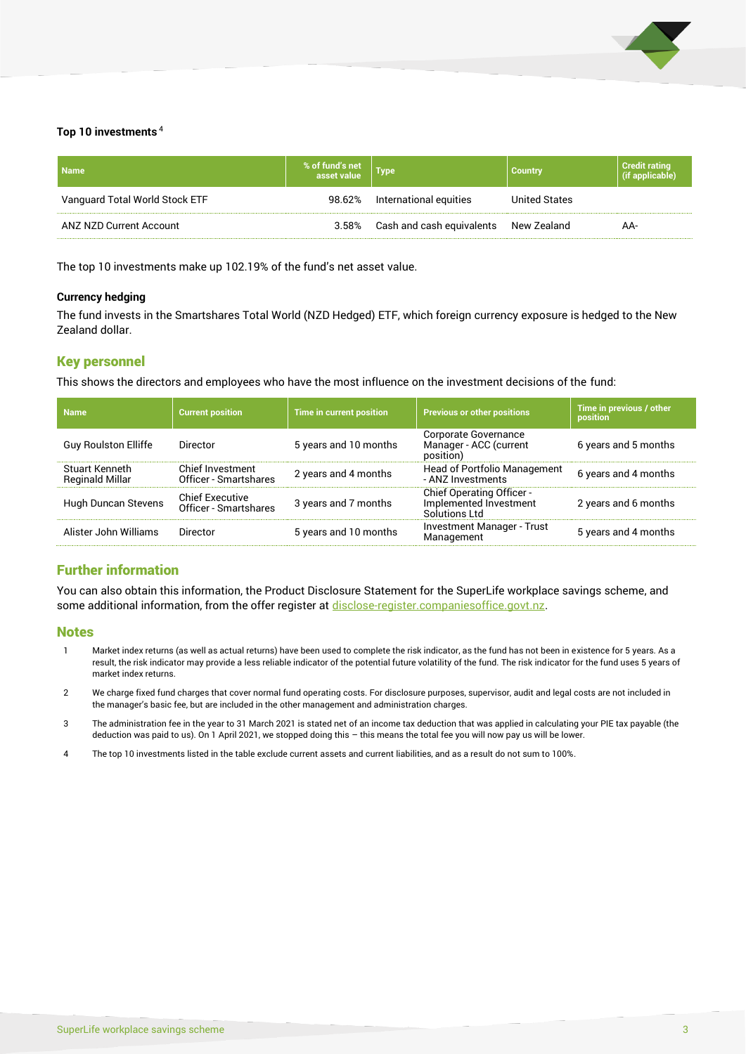### Top 10 investments[4]

| Name | % of fund's net asset value | Type | Country | Credit rating (if applicable) |
|---|---|---|---|---|
| Vanguard Total World Stock ETF | 98.62% | International equities | United States | |
| ANZ NZD Current Account | 3.58% | Cash and cash equivalents | New Zealand | AA- |

The top 10 investments make up 102.19% of the fund's net asset value.

### Currency hedging

The fund invests in the Smartshares Total World (NZD Hedged) ETF, which foreign currency exposure is hedged to the New Zealand dollar.

## Key personnel

This shows the directors and employees who have the most influence on the investment decisions of the fund:

| Name | Current position | Time in current position | Previous or other positions | Time in previous / other position |
|---|---|---|---|---|
| Guy Roulston Elliffe | Director | 5 years and 10 months | Corporate Governance Manager - ACC (current position) | 6 years and 5 months |
| Stuart Kenneth Reginald Millar | Chief Investment Officer - Smartshares | 2 years and 4 months | Head of Portfolio Management - ANZ Investments | 6 years and 4 months |
| Hugh Duncan Stevens | Chief Executive Officer - Smartshares | 3 years and 7 months | Chief Operating Officer - Implemented Investment Solutions Ltd | 2 years and 6 months |
| Alister John Williams | Director | 5 years and 10 months | Investment Manager - Trust Management | 5 years and 4 months |

## Further information

You can also obtain this information, the Product Disclosure Statement for the SuperLife workplace savings scheme, and some additional information, from the offer register at disclose-register.companiesoffice.govt.nz.

## Notes

1. Market index returns (as well as actual returns) have been used to complete the risk indicator, as the fund has not been in existence for 5 years. As a result, the risk indicator may provide a less reliable indicator of the potential future volatility of the fund. The risk indicator for the fund uses 5 years of market index returns.
2. We charge fixed fund charges that cover normal fund operating costs. For disclosure purposes, supervisor, audit and legal costs are not included in the manager's basic fee, but are included in the other management and administration charges.
3. The administration fee in the year to 31 March 2021 is stated net of an income tax deduction that was applied in calculating your PIE tax payable (the deduction was paid to us). On 1 April 2021, we stopped doing this – this means the total fee you will now pay us will be lower.
4. The top 10 investments listed in the table exclude current assets and current liabilities, and as a result do not sum to 100%.